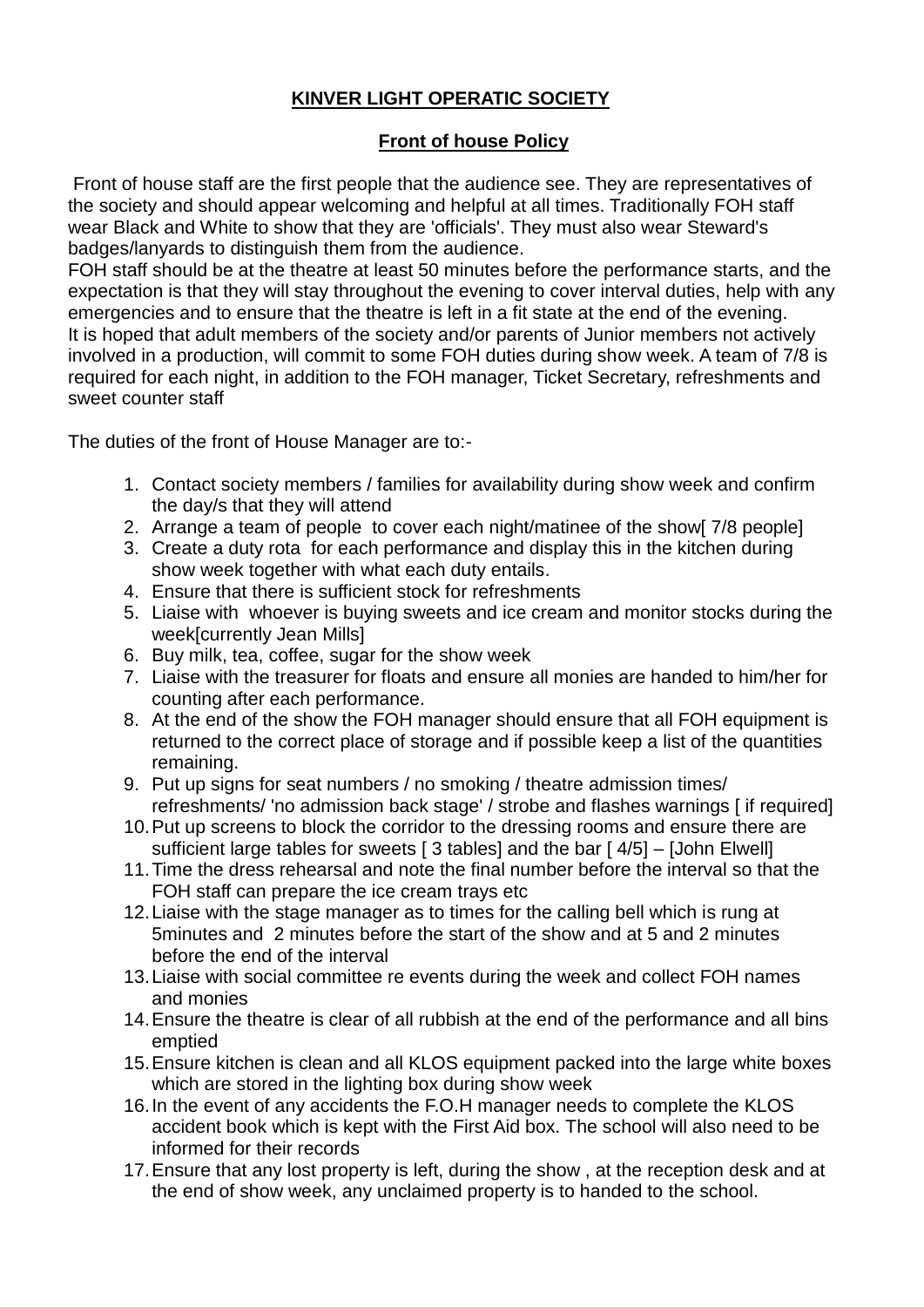# KINVER LIGHT OPERATIC SOCIETY

## Front of house Policy

Front of house staff are the first people that the audience see. They are representatives of the society and should appear welcoming and helpful at all times. Traditionally FOH staff wear Black and White to show that they are 'officials'. They must also wear Steward's badges/lanyards to distinguish them from the audience.
FOH staff should be at the theatre at least 50 minutes before the performance starts, and the expectation is that they will stay throughout the evening to cover interval duties, help with any emergencies and to ensure that the theatre is left in a fit state at the end of the evening.
It is hoped that adult members of the society and/or parents of Junior members not actively involved in a production, will commit to some FOH duties during show week. A team of 7/8 is required for each night, in addition to the FOH manager, Ticket Secretary, refreshments and sweet counter staff

The duties of the front of House Manager are to:-

1. Contact society members / families for availability during show week and confirm the day/s that they will attend
2. Arrange a team of people to cover each night/matinee of the show[ 7/8 people]
3. Create a duty rota for each performance and display this in the kitchen during show week together with what each duty entails.
4. Ensure that there is sufficient stock for refreshments
5. Liaise with whoever is buying sweets and ice cream and monitor stocks during the week[currently Jean Mills]
6. Buy milk, tea, coffee, sugar for the show week
7. Liaise with the treasurer for floats and ensure all monies are handed to him/her for counting after each performance.
8. At the end of the show the FOH manager should ensure that all FOH equipment is returned to the correct place of storage and if possible keep a list of the quantities remaining.
9. Put up signs for seat numbers / no smoking / theatre admission times/ refreshments/ 'no admission back stage' / strobe and flashes warnings [ if required]
10. Put up screens to block the corridor to the dressing rooms and ensure there are sufficient large tables for sweets [ 3 tables] and the bar [ 4/5] – [John Elwell]
11. Time the dress rehearsal and note the final number before the interval so that the FOH staff can prepare the ice cream trays etc
12. Liaise with the stage manager as to times for the calling bell which is rung at 5minutes and 2 minutes before the start of the show and at 5 and 2 minutes before the end of the interval
13. Liaise with social committee re events during the week and collect FOH names and monies
14. Ensure the theatre is clear of all rubbish at the end of the performance and all bins emptied
15. Ensure kitchen is clean and all KLOS equipment packed into the large white boxes which are stored in the lighting box during show week
16. In the event of any accidents the F.O.H manager needs to complete the KLOS accident book which is kept with the First Aid box. The school will also need to be informed for their records
17. Ensure that any lost property is left, during the show , at the reception desk and at the end of show week, any unclaimed property is to handed to the school.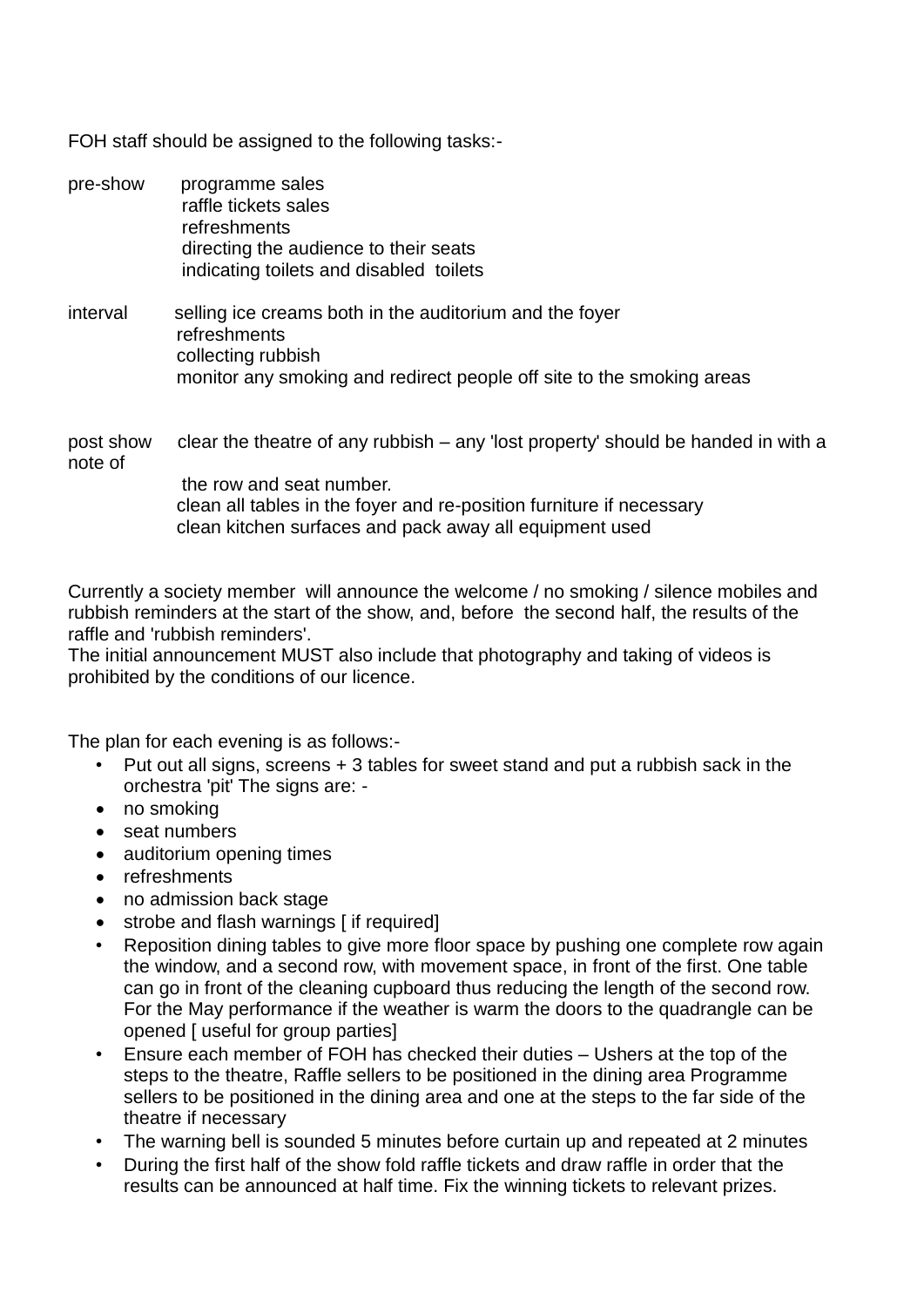FOH staff should be assigned to the following tasks:-

pre-show
- programme sales
- raffle tickets sales
- refreshments
- directing the audience to their seats
- indicating toilets and disabled toilets

interval
- selling ice creams both in the auditorium and the foyer
- refreshments
- collecting rubbish
- monitor any smoking and redirect people off site to the smoking areas

post show
- clear the theatre of any rubbish – any 'lost property' should be handed in with a note of the row and seat number.
- clean all tables in the foyer and re-position furniture if necessary
- clean kitchen surfaces and pack away all equipment used

Currently a society member will announce the welcome / no smoking / silence mobiles and rubbish reminders at the start of the show, and, before the second half, the results of the raffle and 'rubbish reminders'.
The initial announcement MUST also include that photography and taking of videos is prohibited by the conditions of our licence.

The plan for each evening is as follows:-

- Put out all signs, screens + 3 tables for sweet stand and put a rubbish sack in the orchestra 'pit' The signs are: -
- no smoking
- seat numbers
- auditorium opening times
- refreshments
- no admission back stage
- strobe and flash warnings [ if required]
- Reposition dining tables to give more floor space by pushing one complete row again the window, and a second row, with movement space, in front of the first. One table can go in front of the cleaning cupboard thus reducing the length of the second row. For the May performance if the weather is warm the doors to the quadrangle can be opened [ useful for group parties]
- Ensure each member of FOH has checked their duties – Ushers at the top of the steps to the theatre, Raffle sellers to be positioned in the dining area Programme sellers to be positioned in the dining area and one at the steps to the far side of the theatre if necessary
- The warning bell is sounded 5 minutes before curtain up and repeated at 2 minutes
- During the first half of the show fold raffle tickets and draw raffle in order that the results can be announced at half time. Fix the winning tickets to relevant prizes.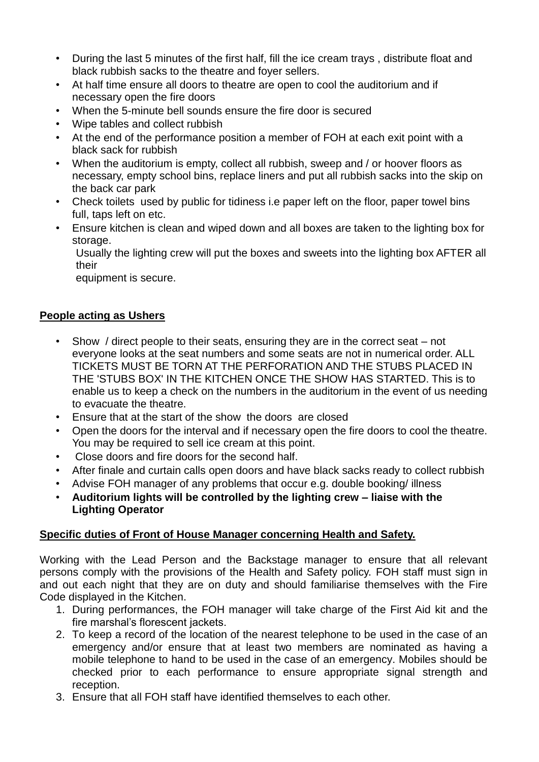- During the last 5 minutes of the first half, fill the ice cream trays , distribute float and black rubbish sacks to the theatre and foyer sellers.
- At half time ensure all doors to theatre are open to cool the auditorium and if necessary open the fire doors
- When the 5-minute bell sounds ensure the fire door is secured
- Wipe tables and collect rubbish
- At the end of the performance position a member of FOH at each exit point with a black sack for rubbish
- When the auditorium is empty, collect all rubbish, sweep and / or hoover floors as necessary, empty school bins, replace liners and put all rubbish sacks into the skip on the back car park
- Check toilets used by public for tidiness i.e paper left on the floor, paper towel bins full, taps left on etc.
- Ensure kitchen is clean and wiped down and all boxes are taken to the lighting box for storage.
  Usually the lighting crew will put the boxes and sweets into the lighting box AFTER all their
  equipment is secure.

**People acting as Ushers**

- Show / direct people to their seats, ensuring they are in the correct seat – not everyone looks at the seat numbers and some seats are not in numerical order. ALL TICKETS MUST BE TORN AT THE PERFORATION AND THE STUBS PLACED IN THE 'STUBS BOX' IN THE KITCHEN ONCE THE SHOW HAS STARTED. This is to enable us to keep a check on the numbers in the auditorium in the event of us needing to evacuate the theatre.
- Ensure that at the start of the show the doors are closed
- Open the doors for the interval and if necessary open the fire doors to cool the theatre. You may be required to sell ice cream at this point.
- Close doors and fire doors for the second half.
- After finale and curtain calls open doors and have black sacks ready to collect rubbish
- Advise FOH manager of any problems that occur e.g. double booking/ illness
- **Auditorium lights will be controlled by the lighting crew – liaise with the Lighting Operator**

**Specific duties of Front of House Manager concerning Health and Safety.**

Working with the Lead Person and the Backstage manager to ensure that all relevant persons comply with the provisions of the Health and Safety policy. FOH staff must sign in and out each night that they are on duty and should familiarise themselves with the Fire Code displayed in the Kitchen.

1. During performances, the FOH manager will take charge of the First Aid kit and the fire marshal's florescent jackets.
2. To keep a record of the location of the nearest telephone to be used in the case of an emergency and/or ensure that at least two members are nominated as having a mobile telephone to hand to be used in the case of an emergency. Mobiles should be checked prior to each performance to ensure appropriate signal strength and reception.
3. Ensure that all FOH staff have identified themselves to each other.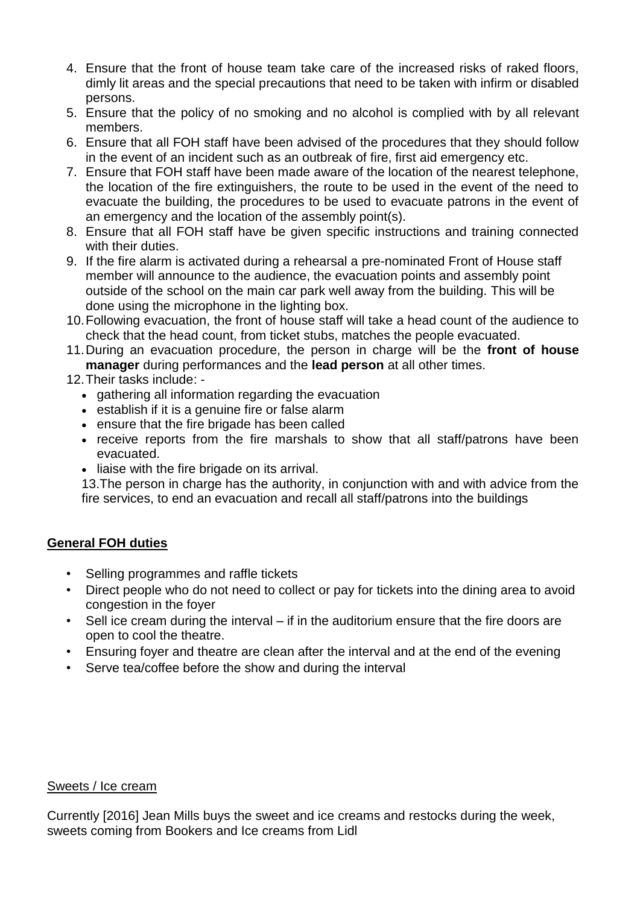4. Ensure that the front of house team take care of the increased risks of raked floors, dimly lit areas and the special precautions that need to be taken with infirm or disabled persons.
5. Ensure that the policy of no smoking and no alcohol is complied with by all relevant members.
6. Ensure that all FOH staff have been advised of the procedures that they should follow in the event of an incident such as an outbreak of fire, first aid emergency etc.
7. Ensure that FOH staff have been made aware of the location of the nearest telephone, the location of the fire extinguishers, the route to be used in the event of the need to evacuate the building, the procedures to be used to evacuate patrons in the event of an emergency and the location of the assembly point(s).
8. Ensure that all FOH staff have be given specific instructions and training connected with their duties.
9. If the fire alarm is activated during a rehearsal a pre-nominated Front of House staff member will announce to the audience, the evacuation points and assembly point outside of the school on the main car park well away from the building. This will be done using the microphone in the lighting box.
10. Following evacuation, the front of house staff will take a head count of the audience to check that the head count, from ticket stubs, matches the people evacuated.
11. During an evacuation procedure, the person in charge will be the **front of house manager** during performances and the **lead person** at all other times.
12. Their tasks include: -
    - gathering all information regarding the evacuation
    - establish if it is a genuine fire or false alarm
    - ensure that the fire brigade has been called
    - receive reports from the fire marshals to show that all staff/patrons have been evacuated.
    - liaise with the fire brigade on its arrival.

    13.The person in charge has the authority, in conjunction with and with advice from the fire services, to end an evacuation and recall all staff/patrons into the buildings

**General FOH duties**

- Selling programmes and raffle tickets
- Direct people who do not need to collect or pay for tickets into the dining area to avoid congestion in the foyer
- Sell ice cream during the interval – if in the auditorium ensure that the fire doors are open to cool the theatre.
- Ensuring foyer and theatre are clean after the interval and at the end of the evening
- Serve tea/coffee before the show and during the interval

Sweets / Ice cream

Currently [2016] Jean Mills buys the sweet and ice creams and restocks during the week, sweets coming from Bookers and Ice creams from Lidl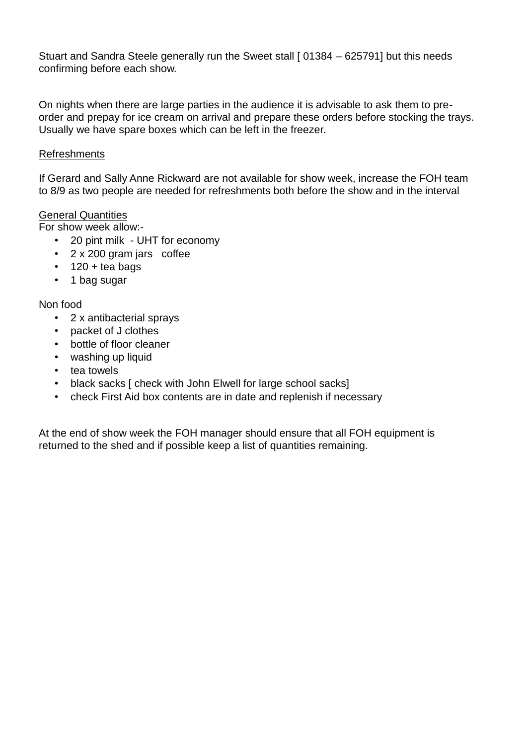Stuart and Sandra Steele generally run the Sweet stall [ 01384 – 625791] but this needs confirming before each show.

On nights when there are large parties in the audience it is advisable to ask them to pre-order and prepay for ice cream on arrival and prepare these orders before stocking the trays. Usually we have spare boxes which can be left in the freezer.

<u>Refreshments</u>

If Gerard and Sally Anne Rickward are not available for show week, increase the FOH team to 8/9 as two people are needed for refreshments both before the show and in the interval

<u>General Quantities</u>

For show week allow:-

- 20 pint milk - UHT for economy
- 2 x 200 gram jars coffee
- 120 + tea bags
- 1 bag sugar

Non food

- 2 x antibacterial sprays
- packet of J clothes
- bottle of floor cleaner
- washing up liquid
- tea towels
- black sacks [ check with John Elwell for large school sacks]
- check First Aid box contents are in date and replenish if necessary

At the end of show week the FOH manager should ensure that all FOH equipment is returned to the shed and if possible keep a list of quantities remaining.